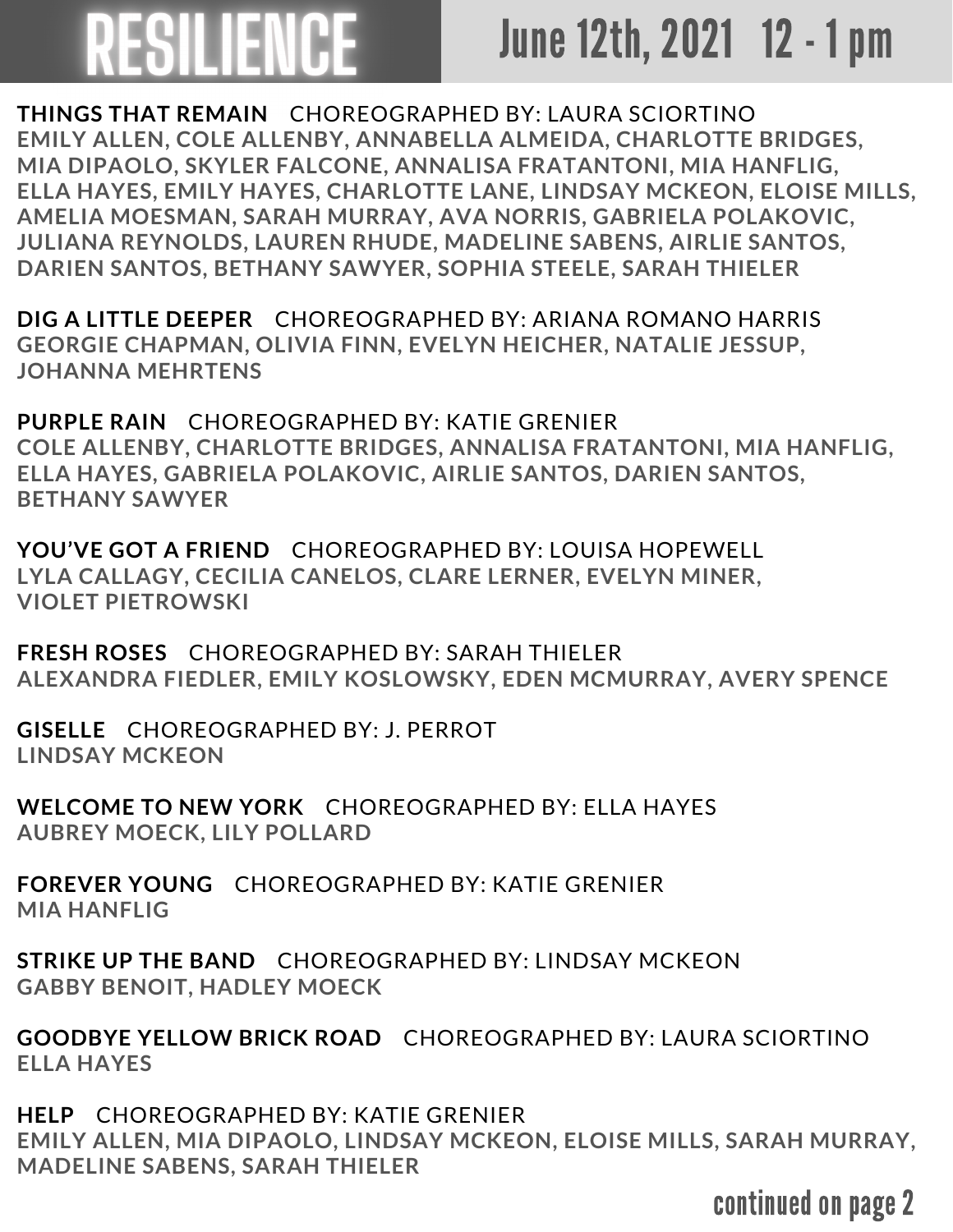# RESILIENCE

## June 12th, 2021 12 - 1 pm

**THINGS THAT REMAIN** CHOREOGRAPHED BY: LAURA SCIORTINO
EMILY ALLEN, COLE ALLENBY, ANNABELLA ALMEIDA, CHARLOTTE BRIDGES, MIA DIPAOLO, SKYLER FALCONE, ANNALISA FRATANTONI, MIA HANFLIG, ELLA HAYES, EMILY HAYES, CHARLOTTE LANE, LINDSAY MCKEON, ELOISE MILLS, AMELIA MOESMAN, SARAH MURRAY, AVA NORRIS, GABRIELA POLAKOVIC, JULIANA REYNOLDS, LAUREN RHUDE, MADELINE SABENS, AIRLIE SANTOS, DARIEN SANTOS, BETHANY SAWYER, SOPHIA STEELE, SARAH THIELER

**DIG A LITTLE DEEPER** CHOREOGRAPHED BY: ARIANA ROMANO HARRIS
GEORGIE CHAPMAN, OLIVIA FINN, EVELYN HEICHER, NATALIE JESSUP, JOHANNA MEHRTENS

**PURPLE RAIN** CHOREOGRAPHED BY: KATIE GRENIER
COLE ALLENBY, CHARLOTTE BRIDGES, ANNALISA FRATANTONI, MIA HANFLIG, ELLA HAYES, GABRIELA POLAKOVIC, AIRLIE SANTOS, DARIEN SANTOS, BETHANY SAWYER

**YOU'VE GOT A FRIEND** CHOREOGRAPHED BY: LOUISA HOPEWELL
LYLA CALLAGY, CECILIA CANELOS, CLARE LERNER, EVELYN MINER, VIOLET PIETROWSKI

**FRESH ROSES** CHOREOGRAPHED BY: SARAH THIELER
ALEXANDRA FIEDLER, EMILY KOSLOWSKY, EDEN MCMURRAY, AVERY SPENCE

**GISELLE** CHOREOGRAPHED BY: J. PERROT
LINDSAY MCKEON

**WELCOME TO NEW YORK** CHOREOGRAPHED BY: ELLA HAYES
AUBREY MOECK, LILY POLLARD

**FOREVER YOUNG** CHOREOGRAPHED BY: KATIE GRENIER
MIA HANFLIG

**STRIKE UP THE BAND** CHOREOGRAPHED BY: LINDSAY MCKEON
GABBY BENOIT, HADLEY MOECK

**GOODBYE YELLOW BRICK ROAD** CHOREOGRAPHED BY: LAURA SCIORTINO
ELLA HAYES

**HELP** CHOREOGRAPHED BY: KATIE GRENIER
EMILY ALLEN, MIA DIPAOLO, LINDSAY MCKEON, ELOISE MILLS, SARAH MURRAY, MADELINE SABENS, SARAH THIELER

continued on page 2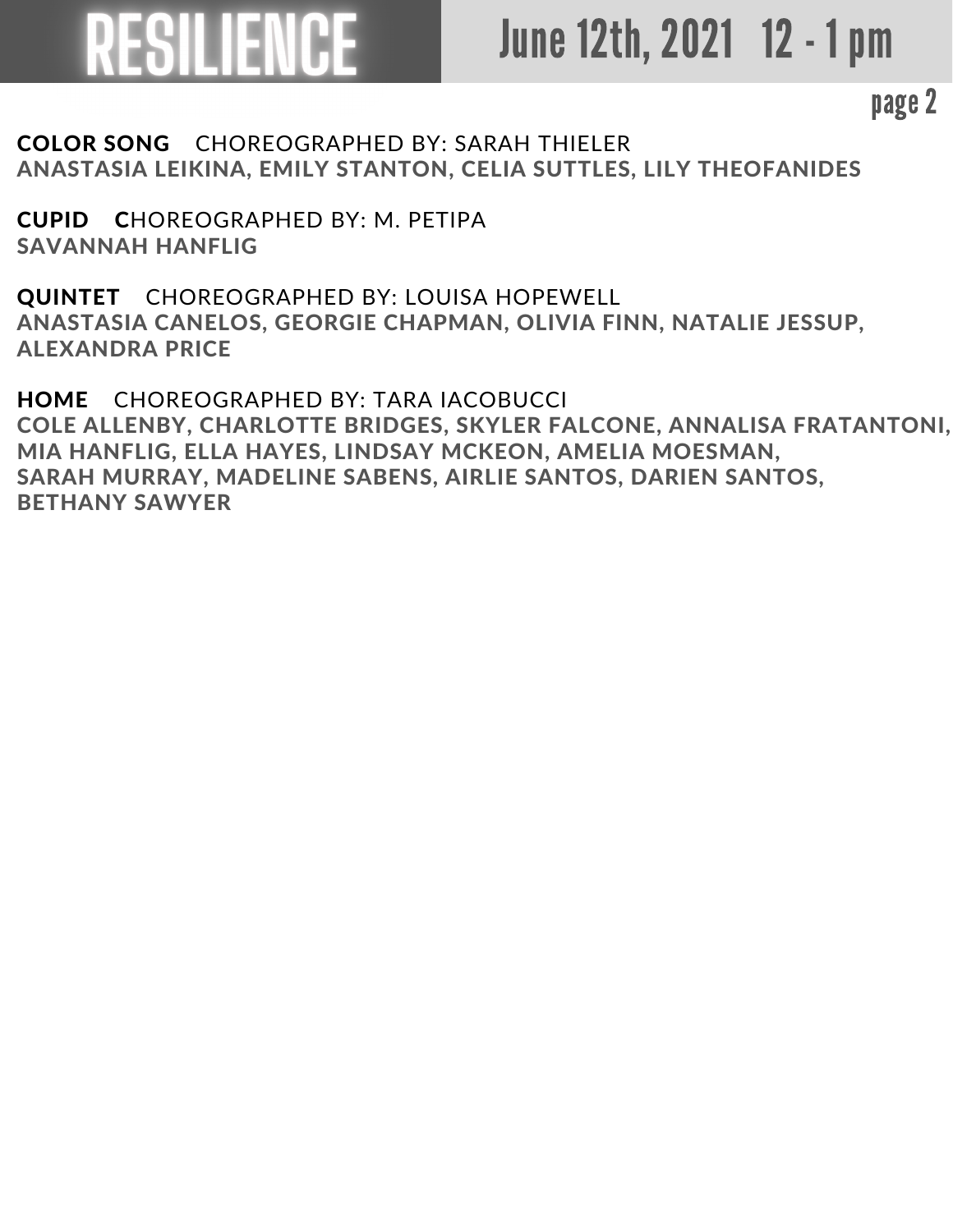# RESILIENCE

## June 12th, 2021 12 - 1 pm

**COLOR SONG** CHOREOGRAPHED BY: SARAH THIELER
**ANASTASIA LEIKINA, EMILY STANTON, CELIA SUTTLES, LILY THEOFANIDES**

**CUPID** CHOREOGRAPHED BY: M. PETIPA
**SAVANNAH HANFLIG**

**QUINTET** CHOREOGRAPHED BY: LOUISA HOPEWELL
**ANASTASIA CANELOS, GEORGIE CHAPMAN, OLIVIA FINN, NATALIE JESSUP, ALEXANDRA PRICE**

**HOME** CHOREOGRAPHED BY: TARA IACOBUCCI
**COLE ALLENBY, CHARLOTTE BRIDGES, SKYLER FALCONE, ANNALISA FRATANTONI, MIA HANFLIG, ELLA HAYES, LINDSAY MCKEON, AMELIA MOESMAN, SARAH MURRAY, MADELINE SABENS, AIRLIE SANTOS, DARIEN SANTOS, BETHANY SAWYER**